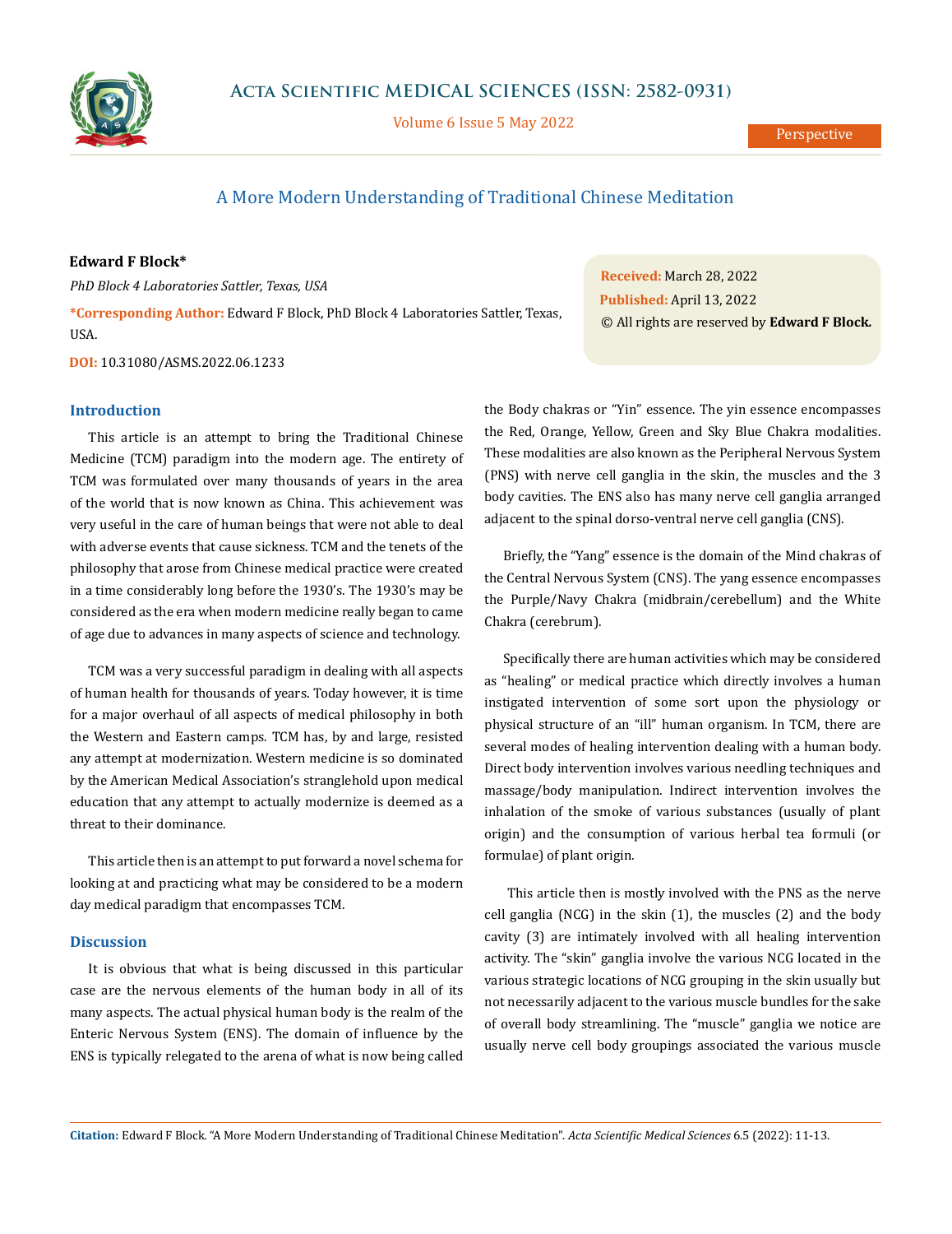# A More Modern Understanding of Traditional Chinese Meditation

**Edward F Block***

*PhD Block 4 Laboratories Sattler, Texas, USA*

***Corresponding Author:** Edward F Block, PhD Block 4 Laboratories Sattler, Texas, USA.

**DOI:** 10.31080/ASMS.2022.06.1233

**Received:** March 28, 2022
**Published:** April 13, 2022
© All rights are reserved by **Edward F Block.**

## Introduction

This article is an attempt to bring the Traditional Chinese Medicine (TCM) paradigm into the modern age. The entirety of TCM was formulated over many thousands of years in the area of the world that is now known as China. This achievement was very useful in the care of human beings that were not able to deal with adverse events that cause sickness. TCM and the tenets of the philosophy that arose from Chinese medical practice were created in a time considerably long before the 1930's. The 1930's may be considered as the era when modern medicine really began to came of age due to advances in many aspects of science and technology.

TCM was a very successful paradigm in dealing with all aspects of human health for thousands of years. Today however, it is time for a major overhaul of all aspects of medical philosophy in both the Western and Eastern camps. TCM has, by and large, resisted any attempt at modernization. Western medicine is so dominated by the American Medical Association's stranglehold upon medical education that any attempt to actually modernize is deemed as a threat to their dominance.

This article then is an attempt to put forward a novel schema for looking at and practicing what may be considered to be a modern day medical paradigm that encompasses TCM.

## Discussion

It is obvious that what is being discussed in this particular case are the nervous elements of the human body in all of its many aspects. The actual physical human body is the realm of the Enteric Nervous System (ENS). The domain of influence by the ENS is typically relegated to the arena of what is now being called the Body chakras or "Yin" essence. The yin essence encompasses the Red, Orange, Yellow, Green and Sky Blue Chakra modalities. These modalities are also known as the Peripheral Nervous System (PNS) with nerve cell ganglia in the skin, the muscles and the 3 body cavities. The ENS also has many nerve cell ganglia arranged adjacent to the spinal dorso-ventral nerve cell ganglia (CNS).

Briefly, the "Yang" essence is the domain of the Mind chakras of the Central Nervous System (CNS). The yang essence encompasses the Purple/Navy Chakra (midbrain/cerebellum) and the White Chakra (cerebrum).

Specifically there are human activities which may be considered as "healing" or medical practice which directly involves a human instigated intervention of some sort upon the physiology or physical structure of an "ill" human organism. In TCM, there are several modes of healing intervention dealing with a human body. Direct body intervention involves various needling techniques and massage/body manipulation. Indirect intervention involves the inhalation of the smoke of various substances (usually of plant origin) and the consumption of various herbal tea formuli (or formulae) of plant origin.

This article then is mostly involved with the PNS as the nerve cell ganglia (NCG) in the skin (1), the muscles (2) and the body cavity (3) are intimately involved with all healing intervention activity. The "skin" ganglia involve the various NCG located in the various strategic locations of NCG grouping in the skin usually but not necessarily adjacent to the various muscle bundles for the sake of overall body streamlining. The "muscle" ganglia we notice are usually nerve cell body groupings associated the various muscle

**Citation:** Edward F Block. "A More Modern Understanding of Traditional Chinese Meditation". *Acta Scientific Medical Sciences* 6.5 (2022): 11-13.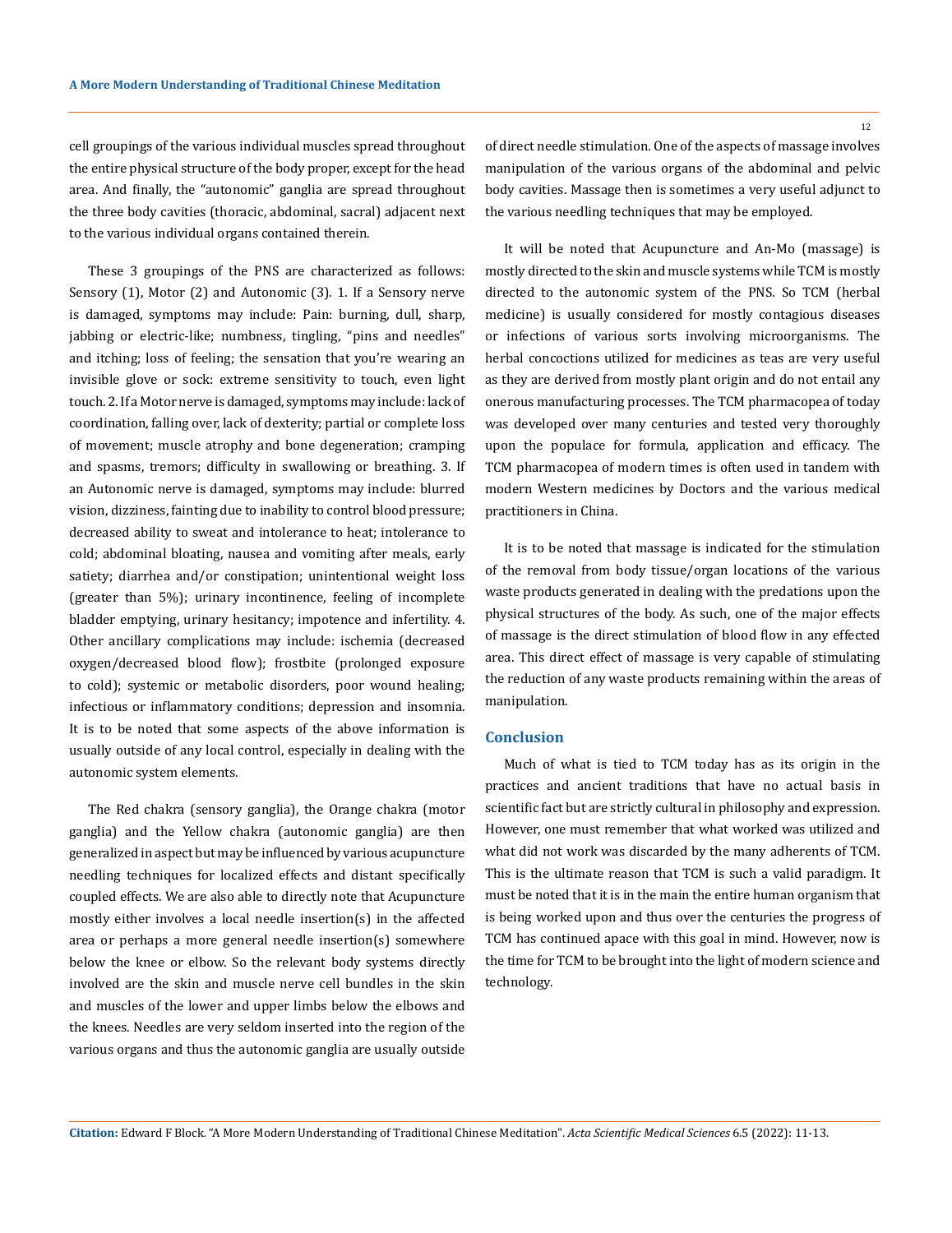cell groupings of the various individual muscles spread throughout the entire physical structure of the body proper, except for the head area. And finally, the "autonomic" ganglia are spread throughout the three body cavities (thoracic, abdominal, sacral) adjacent next to the various individual organs contained therein.

These 3 groupings of the PNS are characterized as follows: Sensory (1), Motor (2) and Autonomic (3). 1. If a Sensory nerve is damaged, symptoms may include: Pain: burning, dull, sharp, jabbing or electric-like; numbness, tingling, "pins and needles" and itching; loss of feeling; the sensation that you're wearing an invisible glove or sock: extreme sensitivity to touch, even light touch. 2. If a Motor nerve is damaged, symptoms may include: lack of coordination, falling over, lack of dexterity; partial or complete loss of movement; muscle atrophy and bone degeneration; cramping and spasms, tremors; difficulty in swallowing or breathing. 3. If an Autonomic nerve is damaged, symptoms may include: blurred vision, dizziness, fainting due to inability to control blood pressure; decreased ability to sweat and intolerance to heat; intolerance to cold; abdominal bloating, nausea and vomiting after meals, early satiety; diarrhea and/or constipation; unintentional weight loss (greater than 5%); urinary incontinence, feeling of incomplete bladder emptying, urinary hesitancy; impotence and infertility. 4. Other ancillary complications may include: ischemia (decreased oxygen/decreased blood flow); frostbite (prolonged exposure to cold); systemic or metabolic disorders, poor wound healing; infectious or inflammatory conditions; depression and insomnia. It is to be noted that some aspects of the above information is usually outside of any local control, especially in dealing with the autonomic system elements.

The Red chakra (sensory ganglia), the Orange chakra (motor ganglia) and the Yellow chakra (autonomic ganglia) are then generalized in aspect but may be influenced by various acupuncture needling techniques for localized effects and distant specifically coupled effects. We are also able to directly note that Acupuncture mostly either involves a local needle insertion(s) in the affected area or perhaps a more general needle insertion(s) somewhere below the knee or elbow. So the relevant body systems directly involved are the skin and muscle nerve cell bundles in the skin and muscles of the lower and upper limbs below the elbows and the knees. Needles are very seldom inserted into the region of the various organs and thus the autonomic ganglia are usually outside of direct needle stimulation. One of the aspects of massage involves manipulation of the various organs of the abdominal and pelvic body cavities. Massage then is sometimes a very useful adjunct to the various needling techniques that may be employed.

It will be noted that Acupuncture and An-Mo (massage) is mostly directed to the skin and muscle systems while TCM is mostly directed to the autonomic system of the PNS. So TCM (herbal medicine) is usually considered for mostly contagious diseases or infections of various sorts involving microorganisms. The herbal concoctions utilized for medicines as teas are very useful as they are derived from mostly plant origin and do not entail any onerous manufacturing processes. The TCM pharmacopea of today was developed over many centuries and tested very thoroughly upon the populace for formula, application and efficacy. The TCM pharmacopea of modern times is often used in tandem with modern Western medicines by Doctors and the various medical practitioners in China.

It is to be noted that massage is indicated for the stimulation of the removal from body tissue/organ locations of the various waste products generated in dealing with the predations upon the physical structures of the body. As such, one of the major effects of massage is the direct stimulation of blood flow in any effected area. This direct effect of massage is very capable of stimulating the reduction of any waste products remaining within the areas of manipulation.

## Conclusion

Much of what is tied to TCM today has as its origin in the practices and ancient traditions that have no actual basis in scientific fact but are strictly cultural in philosophy and expression. However, one must remember that what worked was utilized and what did not work was discarded by the many adherents of TCM. This is the ultimate reason that TCM is such a valid paradigm. It must be noted that it is in the main the entire human organism that is being worked upon and thus over the centuries the progress of TCM has continued apace with this goal in mind. However, now is the time for TCM to be brought into the light of modern science and technology.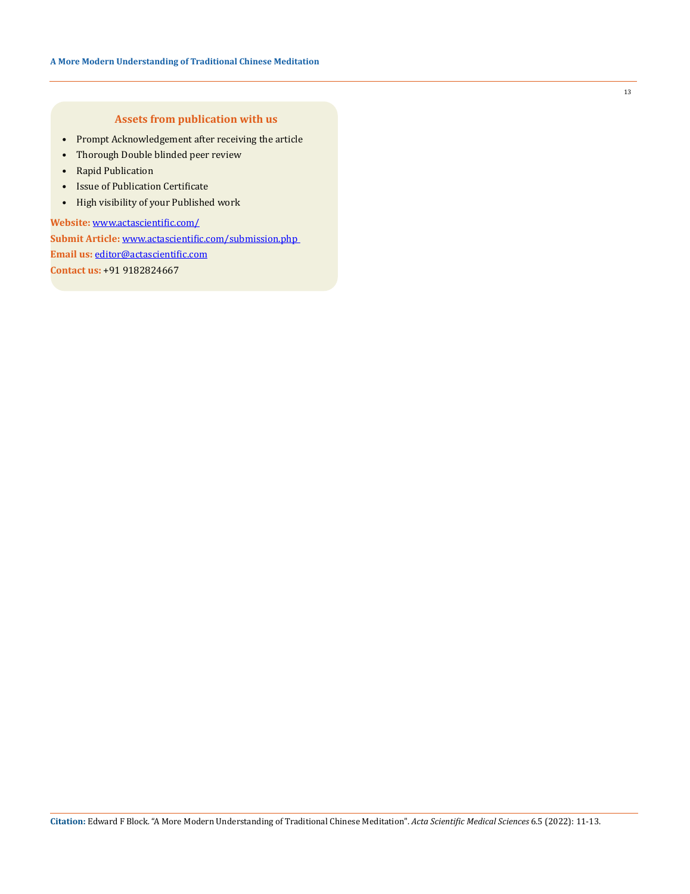### Assets from publication with us

- Prompt Acknowledgement after receiving the article
- Thorough Double blinded peer review
- Rapid Publication
- Issue of Publication Certificate
- High visibility of your Published work

**Website:** www.actascientific.com/

**Submit Article:** www.actascientific.com/submission.php

**Email us:** editor@actascientific.com

**Contact us:** +91 9182824667